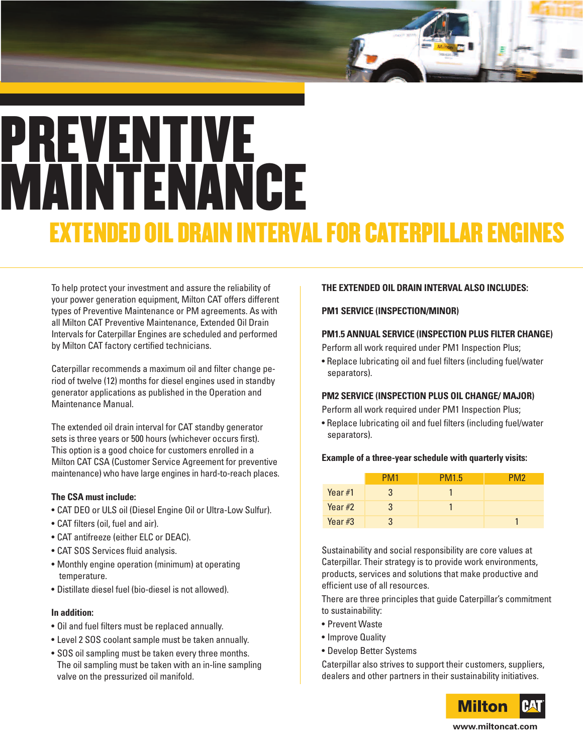# PREVENTIVE MAINTENANCE

## EXTENDED OIL DRAIN INTERVAL FOR CATERPILLAR ENGINES

To help protect your investment and assure the reliability of your power generation equipment, Milton CAT offers different types of Preventive Maintenance or PM agreements. As with all Milton CAT Preventive Maintenance, Extended Oil Drain Intervals for Caterpillar Engines are scheduled and performed by Milton CAT factory certified technicians.

Caterpillar recommends a maximum oil and filter change period of twelve (12) months for diesel engines used in standby generator applications as published in the Operation and Maintenance Manual.

The extended oil drain interval for CAT standby generator sets is three years or 500 hours (whichever occurs first). This option is a good choice for customers enrolled in a Milton CAT CSA (Customer Service Agreement for preventive maintenance) who have large engines in hard-to-reach places.

**The CSA must include:**

- CAT DEO or ULS oil (Diesel Engine Oil or Ultra-Low Sulfur).
- CAT filters (oil, fuel and air).
- CAT antifreeze (either ELC or DEAC).
- CAT SOS Services fluid analysis.
- Monthly engine operation (minimum) at operating temperature.
- Distillate diesel fuel (bio-diesel is not allowed).

**In addition:**

- Oil and fuel filters must be replaced annually.
- Level 2 SOS coolant sample must be taken annually.
- SOS oil sampling must be taken every three months. The oil sampling must be taken with an in-line sampling valve on the pressurized oil manifold.

**THE EXTENDED OIL DRAIN INTERVAL ALSO INCLUDES:**

**PM1 SERVICE (INSPECTION/MINOR)**

**PM1.5 ANNUAL SERVICE (INSPECTION PLUS FILTER CHANGE)**

Perform all work required under PM1 Inspection Plus;

- Replace lubricating oil and fuel filters (including fuel/water separators).

**PM2 SERVICE (INSPECTION PLUS OIL CHANGE/ MAJOR)**

Perform all work required under PM1 Inspection Plus;

- Replace lubricating oil and fuel filters (including fuel/water separators).

**Example of a three-year schedule with quarterly visits:**

| | PM1 | PM1.5 | PM2 |
|---|---|---|---|
| Year #1 | 3 | 1 | |
| Year #2 | 3 | 1 | |
| Year #3 | 3 | | 1 |

Sustainability and social responsibility are core values at Caterpillar. Their strategy is to provide work environments, products, services and solutions that make productive and efficient use of all resources.

There are three principles that guide Caterpillar's commitment to sustainability:

- Prevent Waste
- Improve Quality
- Develop Better Systems

Caterpillar also strives to support their customers, suppliers, dealers and other partners in their sustainability initiatives.

Milton CAT

www.miltoncat.com